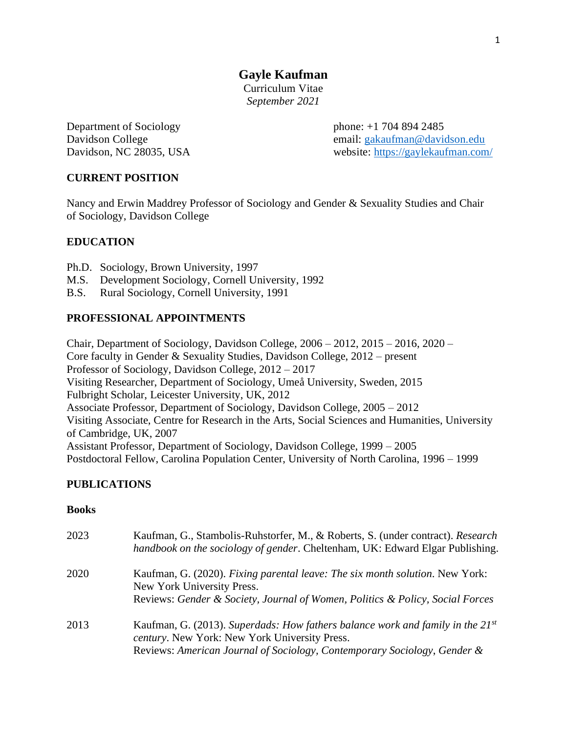# Gayle Kaufman

Curriculum Vitae
*September 2021*

Department of Sociology
Davidson College
Davidson, NC 28035, USA

phone: +1 704 894 2485
email: gakaufman@davidson.edu
website: https://gaylekaufman.com/

## CURRENT POSITION

Nancy and Erwin Maddrey Professor of Sociology and Gender & Sexuality Studies and Chair of Sociology, Davidson College

## EDUCATION

Ph.D. Sociology, Brown University, 1997
M.S. Development Sociology, Cornell University, 1992
B.S. Rural Sociology, Cornell University, 1991

## PROFESSIONAL APPOINTMENTS

Chair, Department of Sociology, Davidson College, 2006 – 2012, 2015 – 2016, 2020 –
Core faculty in Gender & Sexuality Studies, Davidson College, 2012 – present
Professor of Sociology, Davidson College, 2012 – 2017
Visiting Researcher, Department of Sociology, Umeå University, Sweden, 2015
Fulbright Scholar, Leicester University, UK, 2012
Associate Professor, Department of Sociology, Davidson College, 2005 – 2012
Visiting Associate, Centre for Research in the Arts, Social Sciences and Humanities, University of Cambridge, UK, 2007
Assistant Professor, Department of Sociology, Davidson College, 1999 – 2005
Postdoctoral Fellow, Carolina Population Center, University of North Carolina, 1996 – 1999

## PUBLICATIONS

### Books

2023 Kaufman, G., Stambolis-Ruhstorfer, M., & Roberts, S. (under contract). *Research handbook on the sociology of gender*. Cheltenham, UK: Edward Elgar Publishing.

2020 Kaufman, G. (2020). *Fixing parental leave: The six month solution*. New York: New York University Press.
Reviews: *Gender & Society, Journal of Women, Politics & Policy, Social Forces*

2013 Kaufman, G. (2013). *Superdads: How fathers balance work and family in the 21st century*. New York: New York University Press.
Reviews: *American Journal of Sociology, Contemporary Sociology, Gender &*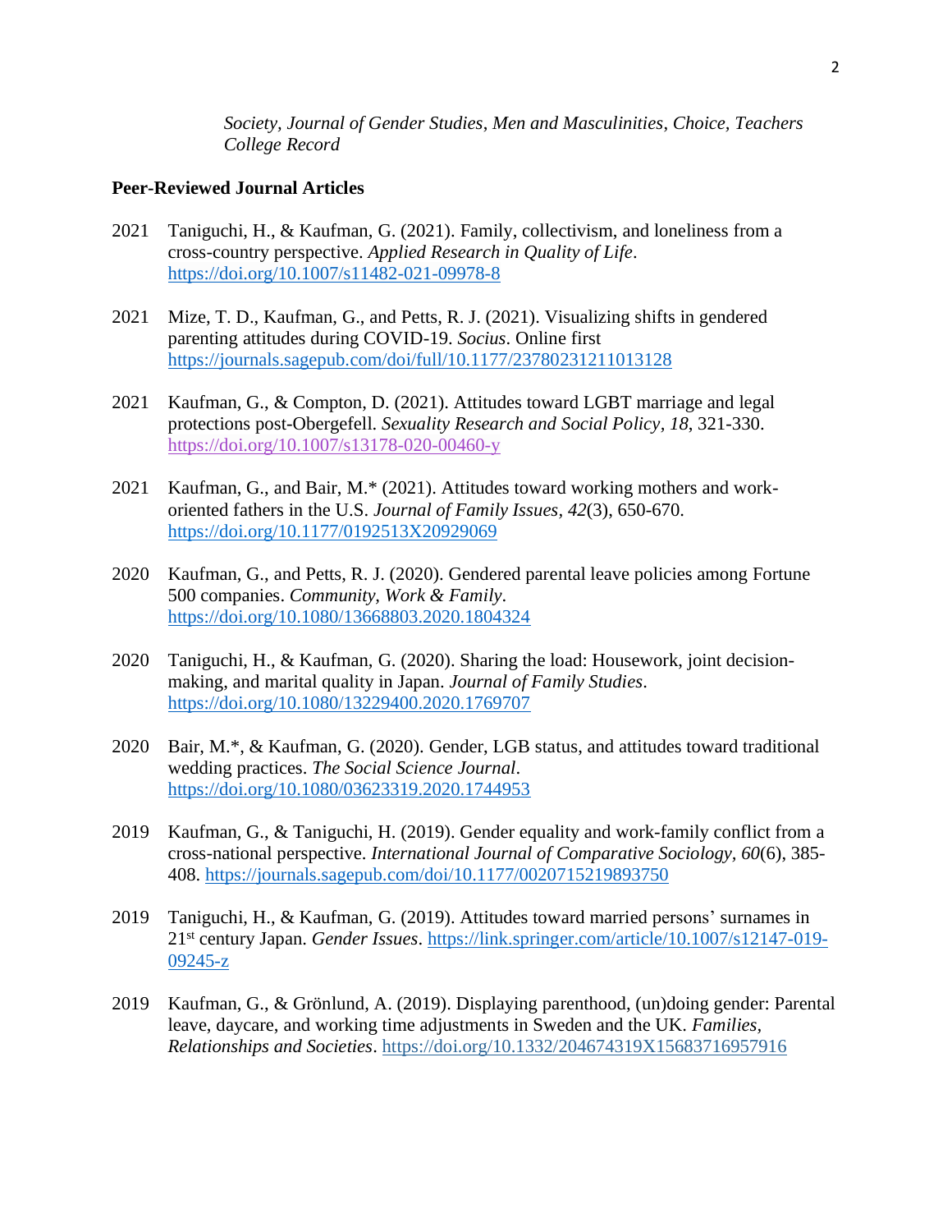*Society*, *Journal of Gender Studies*, *Men and Masculinities*, *Choice*, *Teachers College Record*

**Peer-Reviewed Journal Articles**

2021 Taniguchi, H., & Kaufman, G. (2021). Family, collectivism, and loneliness from a cross-country perspective. *Applied Research in Quality of Life*. https://doi.org/10.1007/s11482-021-09978-8

2021 Mize, T. D., Kaufman, G., and Petts, R. J. (2021). Visualizing shifts in gendered parenting attitudes during COVID-19. *Socius*. Online first https://journals.sagepub.com/doi/full/10.1177/23780231211013128

2021 Kaufman, G., & Compton, D. (2021). Attitudes toward LGBT marriage and legal protections post-Obergefell. *Sexuality Research and Social Policy, 18*, 321-330. https://doi.org/10.1007/s13178-020-00460-y

2021 Kaufman, G., and Bair, M.* (2021). Attitudes toward working mothers and work-oriented fathers in the U.S. *Journal of Family Issues*, *42*(3), 650-670. https://doi.org/10.1177/0192513X20929069

2020 Kaufman, G., and Petts, R. J. (2020). Gendered parental leave policies among Fortune 500 companies. *Community, Work & Family*. https://doi.org/10.1080/13668803.2020.1804324

2020 Taniguchi, H., & Kaufman, G. (2020). Sharing the load: Housework, joint decision-making, and marital quality in Japan. *Journal of Family Studies*. https://doi.org/10.1080/13229400.2020.1769707

2020 Bair, M.*, & Kaufman, G. (2020). Gender, LGB status, and attitudes toward traditional wedding practices. *The Social Science Journal*. https://doi.org/10.1080/03623319.2020.1744953

2019 Kaufman, G., & Taniguchi, H. (2019). Gender equality and work-family conflict from a cross-national perspective. *International Journal of Comparative Sociology, 60*(6), 385-408. https://journals.sagepub.com/doi/10.1177/0020715219893750

2019 Taniguchi, H., & Kaufman, G. (2019). Attitudes toward married persons' surnames in 21st century Japan. *Gender Issues*. https://link.springer.com/article/10.1007/s12147-019-09245-z

2019 Kaufman, G., & Grönlund, A. (2019). Displaying parenthood, (un)doing gender: Parental leave, daycare, and working time adjustments in Sweden and the UK. *Families, Relationships and Societies*. https://doi.org/10.1332/204674319X15683716957916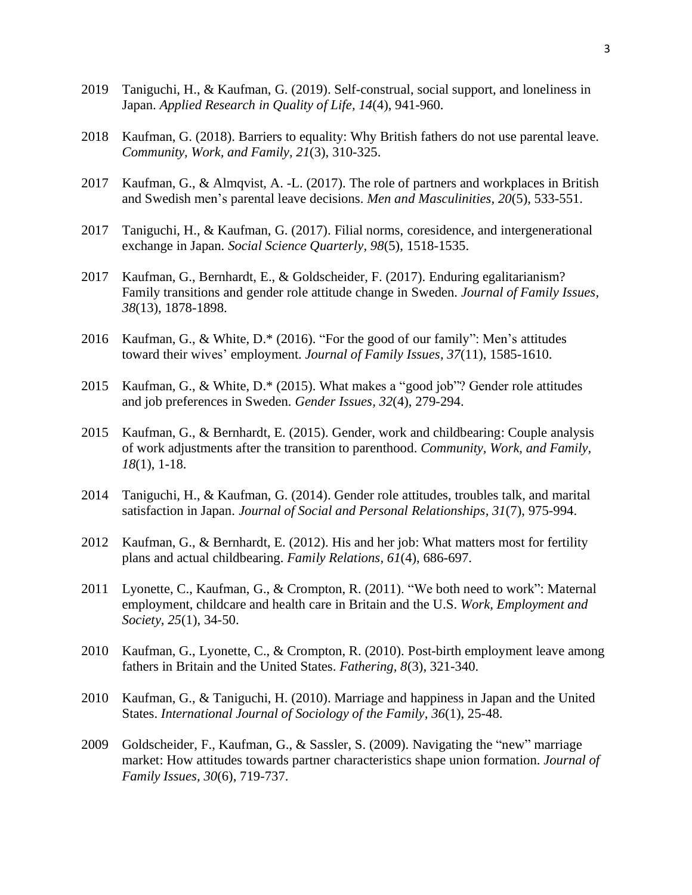2019 Taniguchi, H., & Kaufman, G. (2019). Self-construal, social support, and loneliness in Japan. *Applied Research in Quality of Life, 14*(4), 941-960.

2018 Kaufman, G. (2018). Barriers to equality: Why British fathers do not use parental leave. *Community, Work, and Family, 21*(3), 310-325.

2017 Kaufman, G., & Almqvist, A. -L. (2017). The role of partners and workplaces in British and Swedish men's parental leave decisions. *Men and Masculinities, 20*(5), 533-551.

2017 Taniguchi, H., & Kaufman, G. (2017). Filial norms, coresidence, and intergenerational exchange in Japan. *Social Science Quarterly, 98*(5), 1518-1535.

2017 Kaufman, G., Bernhardt, E., & Goldscheider, F. (2017). Enduring egalitarianism? Family transitions and gender role attitude change in Sweden. *Journal of Family Issues, 38*(13), 1878-1898.

2016 Kaufman, G., & White, D.* (2016). "For the good of our family": Men's attitudes toward their wives' employment. *Journal of Family Issues, 37*(11), 1585-1610.

2015 Kaufman, G., & White, D.* (2015). What makes a "good job"? Gender role attitudes and job preferences in Sweden. *Gender Issues, 32*(4), 279-294.

2015 Kaufman, G., & Bernhardt, E. (2015). Gender, work and childbearing: Couple analysis of work adjustments after the transition to parenthood. *Community, Work, and Family, 18*(1), 1-18.

2014 Taniguchi, H., & Kaufman, G. (2014). Gender role attitudes, troubles talk, and marital satisfaction in Japan. *Journal of Social and Personal Relationships, 31*(7), 975-994.

2012 Kaufman, G., & Bernhardt, E. (2012). His and her job: What matters most for fertility plans and actual childbearing. *Family Relations, 61*(4), 686-697.

2011 Lyonette, C., Kaufman, G., & Crompton, R. (2011). "We both need to work": Maternal employment, childcare and health care in Britain and the U.S. *Work, Employment and Society, 25*(1), 34-50.

2010 Kaufman, G., Lyonette, C., & Crompton, R. (2010). Post-birth employment leave among fathers in Britain and the United States. *Fathering, 8*(3), 321-340.

2010 Kaufman, G., & Taniguchi, H. (2010). Marriage and happiness in Japan and the United States. *International Journal of Sociology of the Family, 36*(1), 25-48.

2009 Goldscheider, F., Kaufman, G., & Sassler, S. (2009). Navigating the "new" marriage market: How attitudes towards partner characteristics shape union formation. *Journal of Family Issues, 30*(6), 719-737.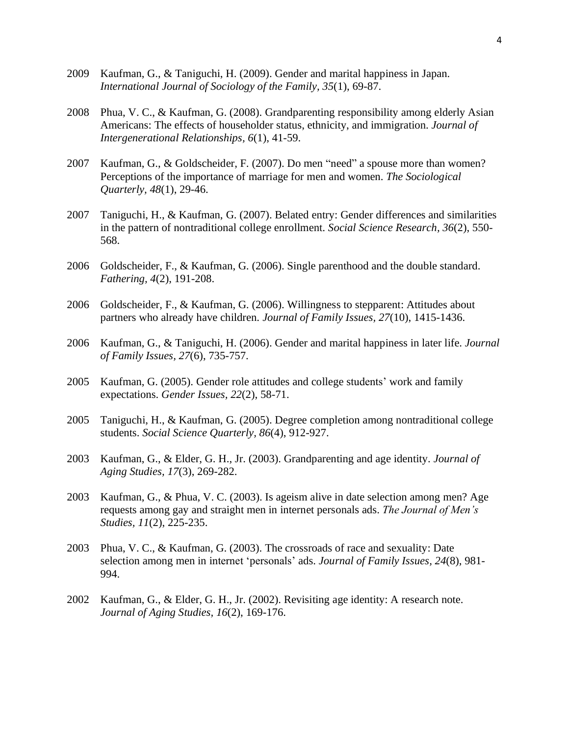2009 Kaufman, G., & Taniguchi, H. (2009). Gender and marital happiness in Japan. *International Journal of Sociology of the Family, 35*(1), 69-87.

2008 Phua, V. C., & Kaufman, G. (2008). Grandparenting responsibility among elderly Asian Americans: The effects of householder status, ethnicity, and immigration. *Journal of Intergenerational Relationships, 6*(1), 41-59.

2007 Kaufman, G., & Goldscheider, F. (2007). Do men "need" a spouse more than women? Perceptions of the importance of marriage for men and women. *The Sociological Quarterly, 48*(1), 29-46.

2007 Taniguchi, H., & Kaufman, G. (2007). Belated entry: Gender differences and similarities in the pattern of nontraditional college enrollment. *Social Science Research, 36*(2), 550-568.

2006 Goldscheider, F., & Kaufman, G. (2006). Single parenthood and the double standard. *Fathering, 4*(2), 191-208.

2006 Goldscheider, F., & Kaufman, G. (2006). Willingness to stepparent: Attitudes about partners who already have children. *Journal of Family Issues, 27*(10), 1415-1436.

2006 Kaufman, G., & Taniguchi, H. (2006). Gender and marital happiness in later life. *Journal of Family Issues, 27*(6), 735-757.

2005 Kaufman, G. (2005). Gender role attitudes and college students' work and family expectations. *Gender Issues, 22*(2), 58-71.

2005 Taniguchi, H., & Kaufman, G. (2005). Degree completion among nontraditional college students. *Social Science Quarterly, 86*(4), 912-927.

2003 Kaufman, G., & Elder, G. H., Jr. (2003). Grandparenting and age identity. *Journal of Aging Studies, 17*(3), 269-282.

2003 Kaufman, G., & Phua, V. C. (2003). Is ageism alive in date selection among men? Age requests among gay and straight men in internet personals ads. *The Journal of Men's Studies, 11*(2), 225-235.

2003 Phua, V. C., & Kaufman, G. (2003). The crossroads of race and sexuality: Date selection among men in internet 'personals' ads. *Journal of Family Issues, 24*(8), 981-994.

2002 Kaufman, G., & Elder, G. H., Jr. (2002). Revisiting age identity: A research note. *Journal of Aging Studies, 16*(2), 169-176.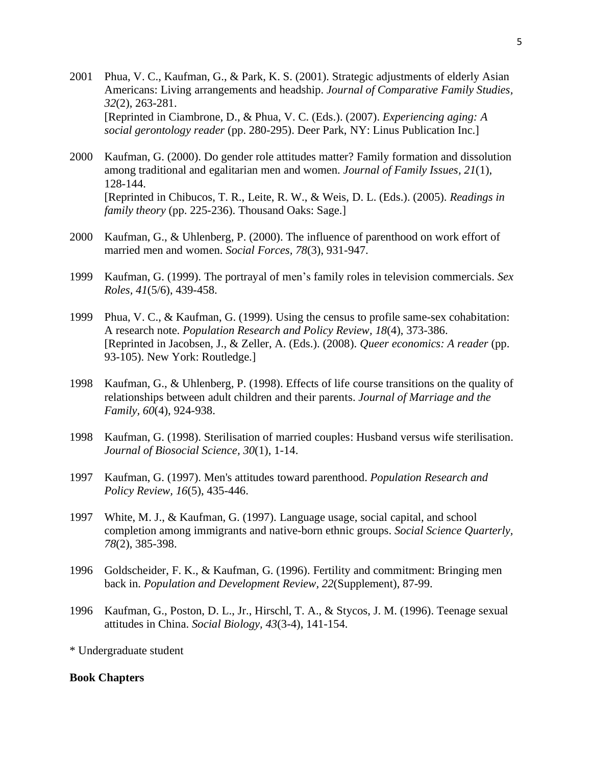2001 Phua, V. C., Kaufman, G., & Park, K. S. (2001). Strategic adjustments of elderly Asian Americans: Living arrangements and headship. *Journal of Comparative Family Studies, 32*(2), 263-281.
[Reprinted in Ciambrone, D., & Phua, V. C. (Eds.). (2007). *Experiencing aging: A social gerontology reader* (pp. 280-295). Deer Park, NY: Linus Publication Inc.]

2000 Kaufman, G. (2000). Do gender role attitudes matter? Family formation and dissolution among traditional and egalitarian men and women. *Journal of Family Issues, 21*(1), 128-144.
[Reprinted in Chibucos, T. R., Leite, R. W., & Weis, D. L. (Eds.). (2005). *Readings in family theory* (pp. 225-236). Thousand Oaks: Sage.]

2000 Kaufman, G., & Uhlenberg, P. (2000). The influence of parenthood on work effort of married men and women. *Social Forces, 78*(3), 931-947.

1999 Kaufman, G. (1999). The portrayal of men's family roles in television commercials. *Sex Roles, 41*(5/6), 439-458.

1999 Phua, V. C., & Kaufman, G. (1999). Using the census to profile same-sex cohabitation: A research note. *Population Research and Policy Review, 18*(4), 373-386.
[Reprinted in Jacobsen, J., & Zeller, A. (Eds.). (2008). *Queer economics: A reader* (pp. 93-105). New York: Routledge.]

1998 Kaufman, G., & Uhlenberg, P. (1998). Effects of life course transitions on the quality of relationships between adult children and their parents. *Journal of Marriage and the Family, 60*(4), 924-938.

1998 Kaufman, G. (1998). Sterilisation of married couples: Husband versus wife sterilisation. *Journal of Biosocial Science, 30*(1), 1-14.

1997 Kaufman, G. (1997). Men's attitudes toward parenthood. *Population Research and Policy Review, 16*(5), 435-446.

1997 White, M. J., & Kaufman, G. (1997). Language usage, social capital, and school completion among immigrants and native-born ethnic groups. *Social Science Quarterly, 78*(2), 385-398.

1996 Goldscheider, F. K., & Kaufman, G. (1996). Fertility and commitment: Bringing men back in. *Population and Development Review, 22*(Supplement), 87-99.

1996 Kaufman, G., Poston, D. L., Jr., Hirschl, T. A., & Stycos, J. M. (1996). Teenage sexual attitudes in China. *Social Biology, 43*(3-4), 141-154.

\* Undergraduate student

**Book Chapters**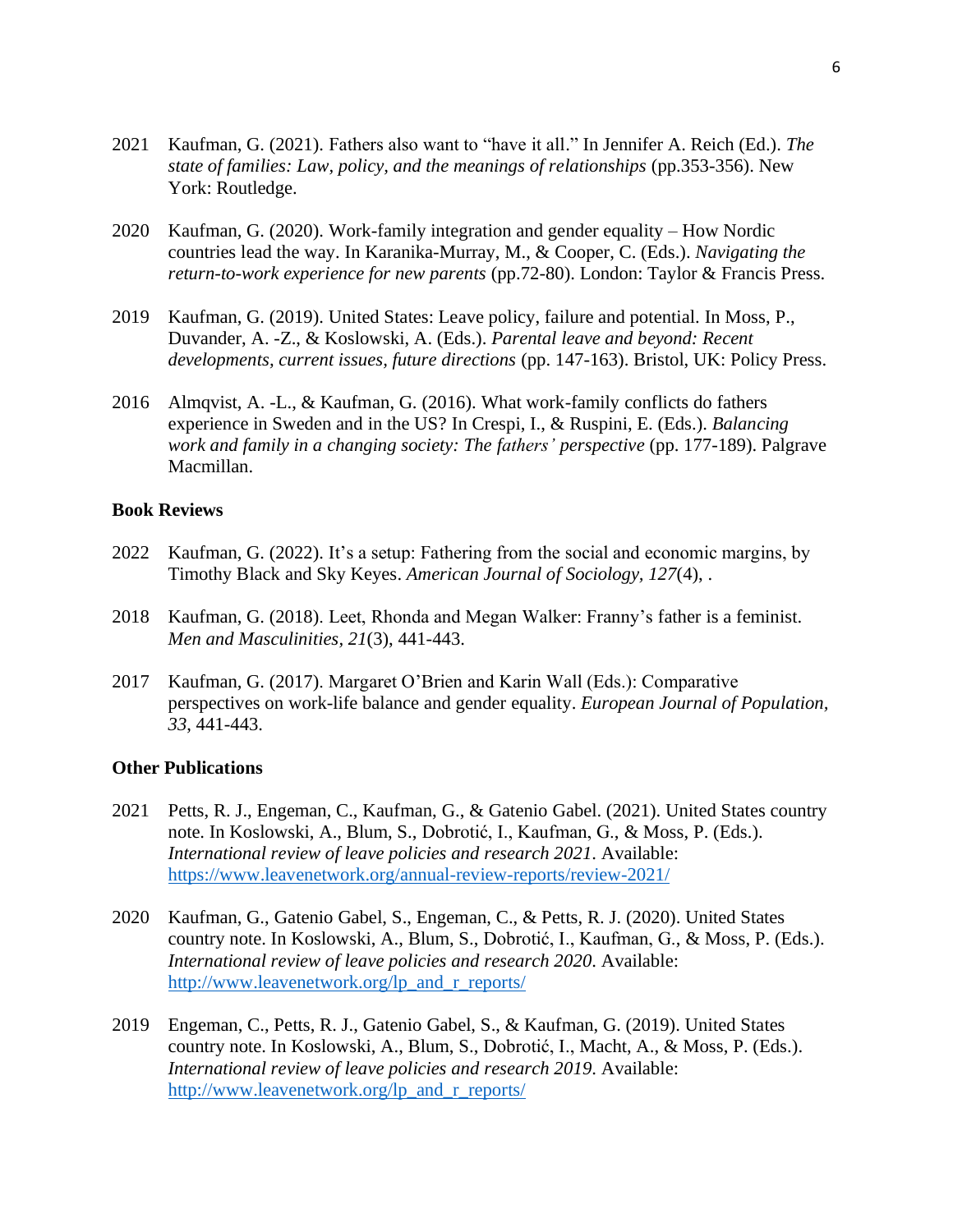2021 Kaufman, G. (2021). Fathers also want to "have it all." In Jennifer A. Reich (Ed.). *The state of families: Law, policy, and the meanings of relationships* (pp.353-356). New York: Routledge.

2020 Kaufman, G. (2020). Work-family integration and gender equality – How Nordic countries lead the way. In Karanika-Murray, M., & Cooper, C. (Eds.). *Navigating the return-to-work experience for new parents* (pp.72-80). London: Taylor & Francis Press.

2019 Kaufman, G. (2019). United States: Leave policy, failure and potential. In Moss, P., Duvander, A. -Z., & Koslowski, A. (Eds.). *Parental leave and beyond: Recent developments, current issues, future directions* (pp. 147-163). Bristol, UK: Policy Press.

2016 Almqvist, A. -L., & Kaufman, G. (2016). What work-family conflicts do fathers experience in Sweden and in the US? In Crespi, I., & Ruspini, E. (Eds.). *Balancing work and family in a changing society: The fathers' perspective* (pp. 177-189). Palgrave Macmillan.

**Book Reviews**

2022 Kaufman, G. (2022). It's a setup: Fathering from the social and economic margins, by Timothy Black and Sky Keyes. *American Journal of Sociology, 127*(4), .

2018 Kaufman, G. (2018). Leet, Rhonda and Megan Walker: Franny's father is a feminist. *Men and Masculinities, 21*(3), 441-443.

2017 Kaufman, G. (2017). Margaret O'Brien and Karin Wall (Eds.): Comparative perspectives on work-life balance and gender equality. *European Journal of Population, 33*, 441-443.

**Other Publications**

2021 Petts, R. J., Engeman, C., Kaufman, G., & Gatenio Gabel. (2021). United States country note. In Koslowski, A., Blum, S., Dobrotić, I., Kaufman, G., & Moss, P. (Eds.). *International review of leave policies and research 2021*. Available: https://www.leavenetwork.org/annual-review-reports/review-2021/

2020 Kaufman, G., Gatenio Gabel, S., Engeman, C., & Petts, R. J. (2020). United States country note. In Koslowski, A., Blum, S., Dobrotić, I., Kaufman, G., & Moss, P. (Eds.). *International review of leave policies and research 2020*. Available: http://www.leavenetwork.org/lp_and_r_reports/

2019 Engeman, C., Petts, R. J., Gatenio Gabel, S., & Kaufman, G. (2019). United States country note. In Koslowski, A., Blum, S., Dobrotić, I., Macht, A., & Moss, P. (Eds.). *International review of leave policies and research 2019*. Available: http://www.leavenetwork.org/lp_and_r_reports/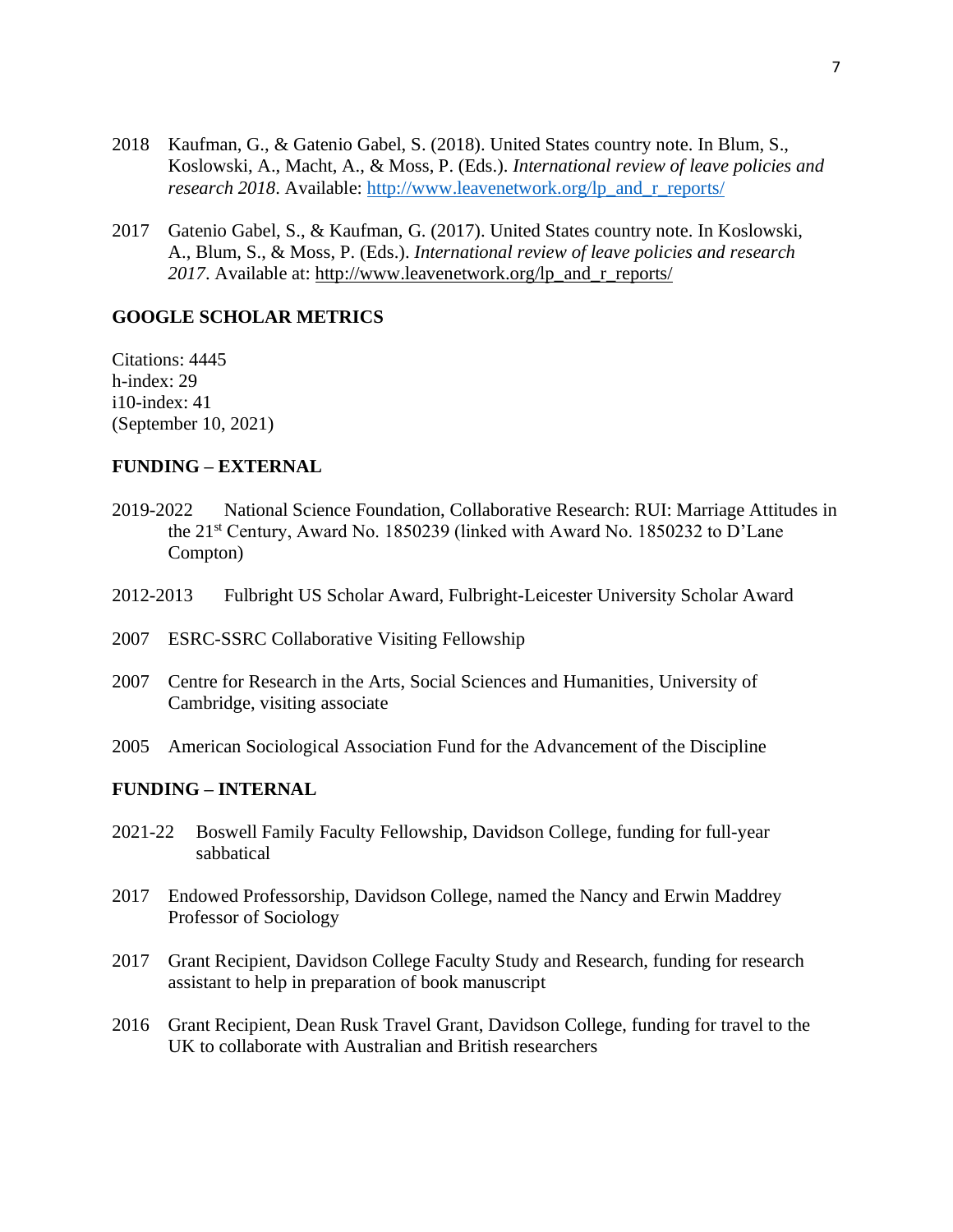2018 Kaufman, G., & Gatenio Gabel, S. (2018). United States country note. In Blum, S., Koslowski, A., Macht, A., & Moss, P. (Eds.). *International review of leave policies and research 2018*. Available: http://www.leavenetwork.org/lp_and_r_reports/

2017 Gatenio Gabel, S., & Kaufman, G. (2017). United States country note. In Koslowski, A., Blum, S., & Moss, P. (Eds.). *International review of leave policies and research 2017*. Available at: http://www.leavenetwork.org/lp_and_r_reports/

## GOOGLE SCHOLAR METRICS

Citations: 4445
h-index: 29
i10-index: 41
(September 10, 2021)

## FUNDING – EXTERNAL

2019-2022 National Science Foundation, Collaborative Research: RUI: Marriage Attitudes in the 21st Century, Award No. 1850239 (linked with Award No. 1850232 to D'Lane Compton)

2012-2013 Fulbright US Scholar Award, Fulbright-Leicester University Scholar Award

2007 ESRC-SSRC Collaborative Visiting Fellowship

2007 Centre for Research in the Arts, Social Sciences and Humanities, University of Cambridge, visiting associate

2005 American Sociological Association Fund for the Advancement of the Discipline

## FUNDING – INTERNAL

2021-22 Boswell Family Faculty Fellowship, Davidson College, funding for full-year sabbatical

2017 Endowed Professorship, Davidson College, named the Nancy and Erwin Maddrey Professor of Sociology

2017 Grant Recipient, Davidson College Faculty Study and Research, funding for research assistant to help in preparation of book manuscript

2016 Grant Recipient, Dean Rusk Travel Grant, Davidson College, funding for travel to the UK to collaborate with Australian and British researchers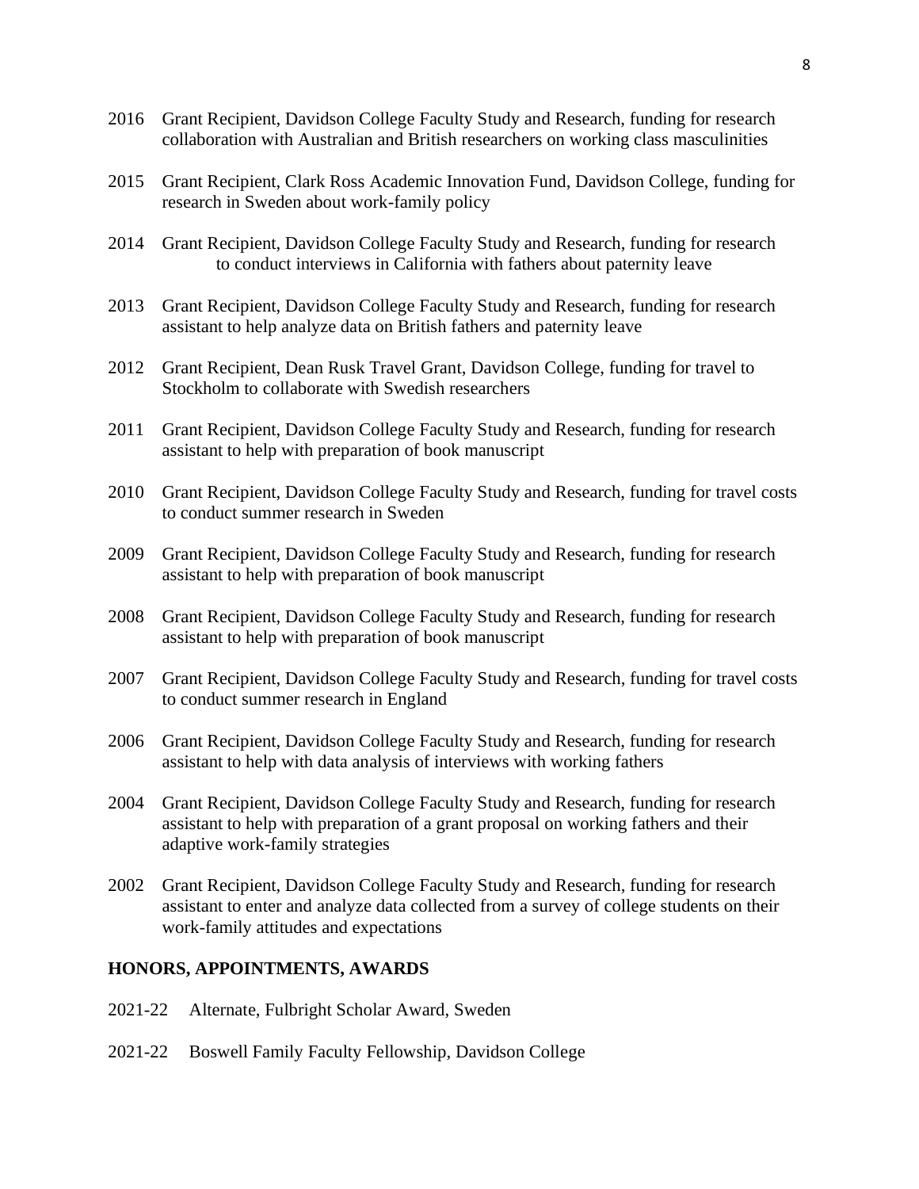2016 Grant Recipient, Davidson College Faculty Study and Research, funding for research collaboration with Australian and British researchers on working class masculinities

2015 Grant Recipient, Clark Ross Academic Innovation Fund, Davidson College, funding for research in Sweden about work-family policy

2014 Grant Recipient, Davidson College Faculty Study and Research, funding for research to conduct interviews in California with fathers about paternity leave

2013 Grant Recipient, Davidson College Faculty Study and Research, funding for research assistant to help analyze data on British fathers and paternity leave

2012 Grant Recipient, Dean Rusk Travel Grant, Davidson College, funding for travel to Stockholm to collaborate with Swedish researchers

2011 Grant Recipient, Davidson College Faculty Study and Research, funding for research assistant to help with preparation of book manuscript

2010 Grant Recipient, Davidson College Faculty Study and Research, funding for travel costs to conduct summer research in Sweden

2009 Grant Recipient, Davidson College Faculty Study and Research, funding for research assistant to help with preparation of book manuscript

2008 Grant Recipient, Davidson College Faculty Study and Research, funding for research assistant to help with preparation of book manuscript

2007 Grant Recipient, Davidson College Faculty Study and Research, funding for travel costs to conduct summer research in England

2006 Grant Recipient, Davidson College Faculty Study and Research, funding for research assistant to help with data analysis of interviews with working fathers

2004 Grant Recipient, Davidson College Faculty Study and Research, funding for research assistant to help with preparation of a grant proposal on working fathers and their adaptive work-family strategies

2002 Grant Recipient, Davidson College Faculty Study and Research, funding for research assistant to enter and analyze data collected from a survey of college students on their work-family attitudes and expectations

## HONORS, APPOINTMENTS, AWARDS

2021-22 Alternate, Fulbright Scholar Award, Sweden

2021-22 Boswell Family Faculty Fellowship, Davidson College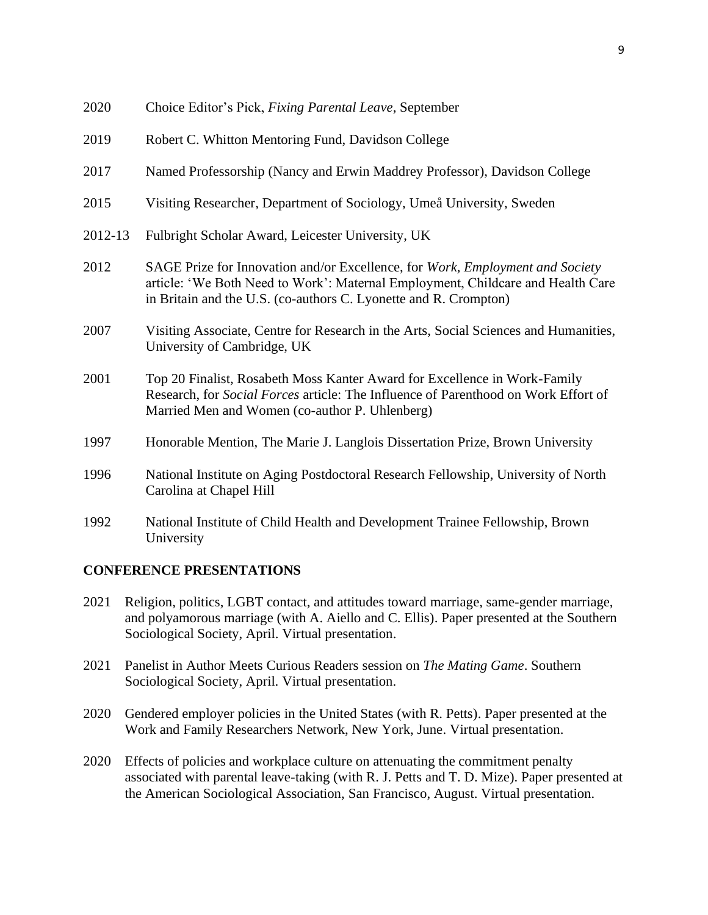2020 Choice Editor's Pick, *Fixing Parental Leave*, September

2019 Robert C. Whitton Mentoring Fund, Davidson College

2017 Named Professorship (Nancy and Erwin Maddrey Professor), Davidson College

2015 Visiting Researcher, Department of Sociology, Umeå University, Sweden

2012-13 Fulbright Scholar Award, Leicester University, UK

2012 SAGE Prize for Innovation and/or Excellence, for *Work, Employment and Society* article: 'We Both Need to Work': Maternal Employment, Childcare and Health Care in Britain and the U.S. (co-authors C. Lyonette and R. Crompton)

2007 Visiting Associate, Centre for Research in the Arts, Social Sciences and Humanities, University of Cambridge, UK

2001 Top 20 Finalist, Rosabeth Moss Kanter Award for Excellence in Work-Family Research, for *Social Forces* article: The Influence of Parenthood on Work Effort of Married Men and Women (co-author P. Uhlenberg)

1997 Honorable Mention, The Marie J. Langlois Dissertation Prize, Brown University

1996 National Institute on Aging Postdoctoral Research Fellowship, University of North Carolina at Chapel Hill

1992 National Institute of Child Health and Development Trainee Fellowship, Brown University

## CONFERENCE PRESENTATIONS

2021 Religion, politics, LGBT contact, and attitudes toward marriage, same-gender marriage, and polyamorous marriage (with A. Aiello and C. Ellis). Paper presented at the Southern Sociological Society, April. Virtual presentation.

2021 Panelist in Author Meets Curious Readers session on *The Mating Game*. Southern Sociological Society, April. Virtual presentation.

2020 Gendered employer policies in the United States (with R. Petts). Paper presented at the Work and Family Researchers Network, New York, June. Virtual presentation.

2020 Effects of policies and workplace culture on attenuating the commitment penalty associated with parental leave-taking (with R. J. Petts and T. D. Mize). Paper presented at the American Sociological Association, San Francisco, August. Virtual presentation.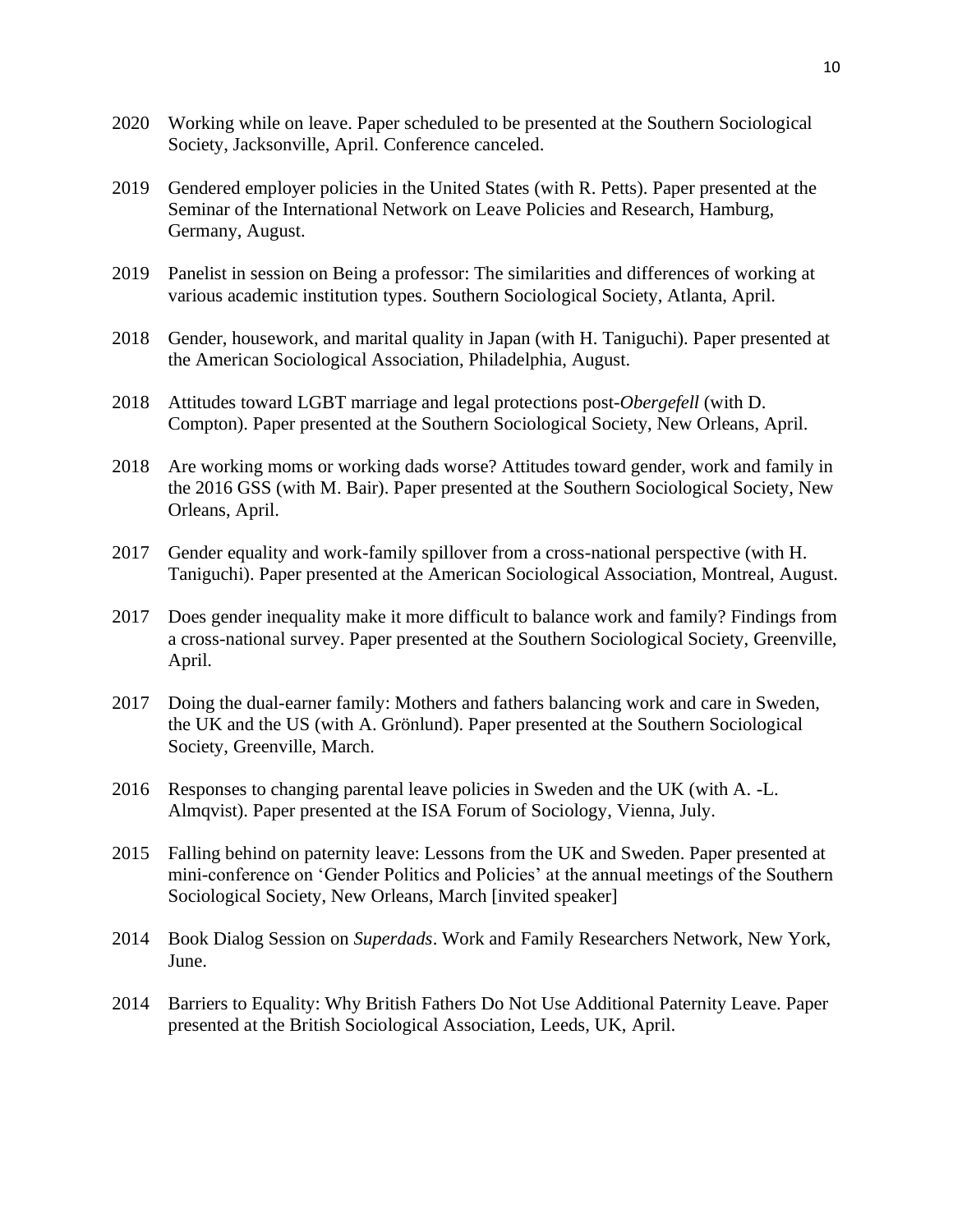2020 Working while on leave. Paper scheduled to be presented at the Southern Sociological Society, Jacksonville, April. Conference canceled.

2019 Gendered employer policies in the United States (with R. Petts). Paper presented at the Seminar of the International Network on Leave Policies and Research, Hamburg, Germany, August.

2019 Panelist in session on Being a professor: The similarities and differences of working at various academic institution types. Southern Sociological Society, Atlanta, April.

2018 Gender, housework, and marital quality in Japan (with H. Taniguchi). Paper presented at the American Sociological Association, Philadelphia, August.

2018 Attitudes toward LGBT marriage and legal protections post-*Obergefell* (with D. Compton). Paper presented at the Southern Sociological Society, New Orleans, April.

2018 Are working moms or working dads worse? Attitudes toward gender, work and family in the 2016 GSS (with M. Bair). Paper presented at the Southern Sociological Society, New Orleans, April.

2017 Gender equality and work-family spillover from a cross-national perspective (with H. Taniguchi). Paper presented at the American Sociological Association, Montreal, August.

2017 Does gender inequality make it more difficult to balance work and family? Findings from a cross-national survey. Paper presented at the Southern Sociological Society, Greenville, April.

2017 Doing the dual-earner family: Mothers and fathers balancing work and care in Sweden, the UK and the US (with A. Grönlund). Paper presented at the Southern Sociological Society, Greenville, March.

2016 Responses to changing parental leave policies in Sweden and the UK (with A. -L. Almqvist). Paper presented at the ISA Forum of Sociology, Vienna, July.

2015 Falling behind on paternity leave: Lessons from the UK and Sweden. Paper presented at mini-conference on 'Gender Politics and Policies' at the annual meetings of the Southern Sociological Society, New Orleans, March [invited speaker]

2014 Book Dialog Session on *Superdads*. Work and Family Researchers Network, New York, June.

2014 Barriers to Equality: Why British Fathers Do Not Use Additional Paternity Leave. Paper presented at the British Sociological Association, Leeds, UK, April.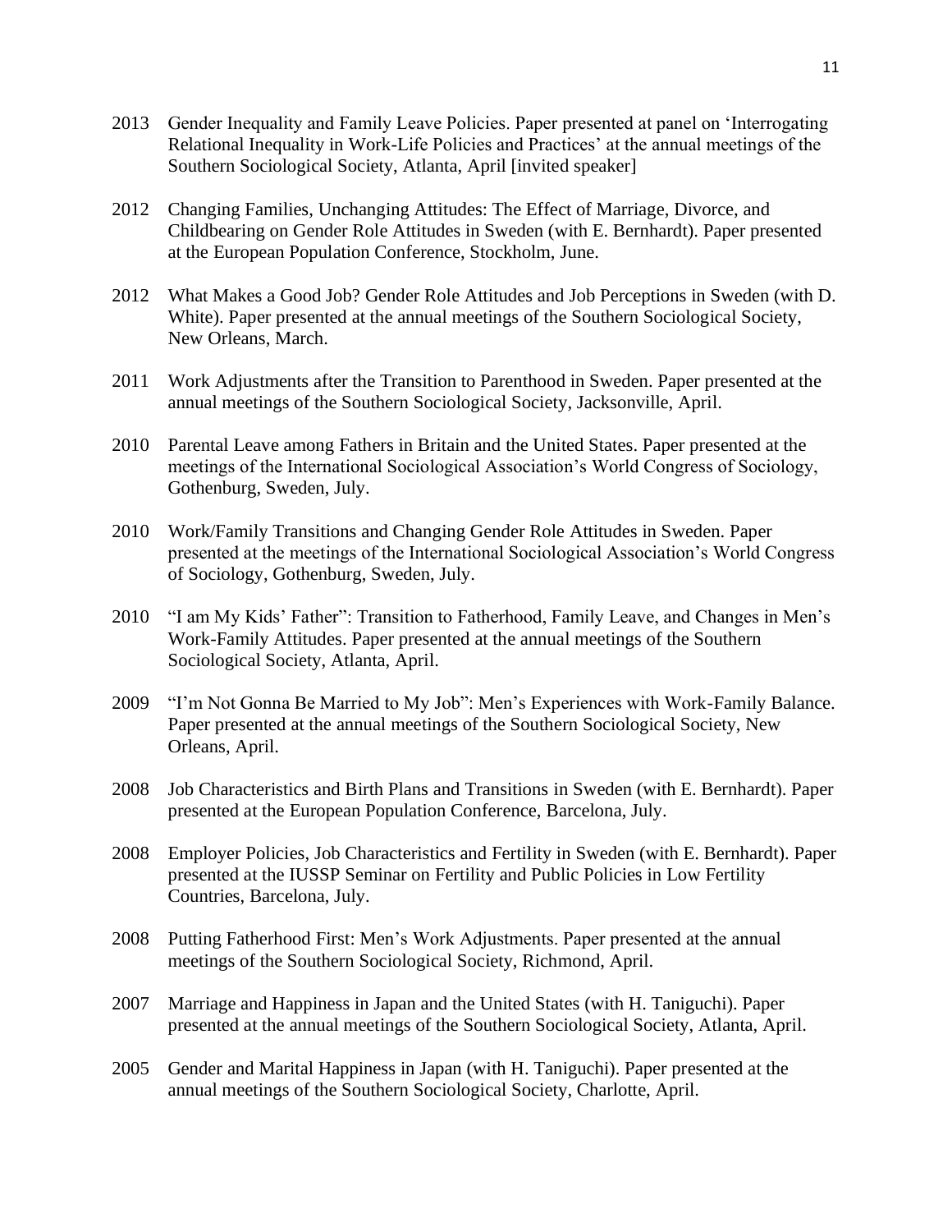2013 Gender Inequality and Family Leave Policies. Paper presented at panel on 'Interrogating Relational Inequality in Work-Life Policies and Practices' at the annual meetings of the Southern Sociological Society, Atlanta, April [invited speaker]

2012 Changing Families, Unchanging Attitudes: The Effect of Marriage, Divorce, and Childbearing on Gender Role Attitudes in Sweden (with E. Bernhardt). Paper presented at the European Population Conference, Stockholm, June.

2012 What Makes a Good Job? Gender Role Attitudes and Job Perceptions in Sweden (with D. White). Paper presented at the annual meetings of the Southern Sociological Society, New Orleans, March.

2011 Work Adjustments after the Transition to Parenthood in Sweden. Paper presented at the annual meetings of the Southern Sociological Society, Jacksonville, April.

2010 Parental Leave among Fathers in Britain and the United States. Paper presented at the meetings of the International Sociological Association's World Congress of Sociology, Gothenburg, Sweden, July.

2010 Work/Family Transitions and Changing Gender Role Attitudes in Sweden. Paper presented at the meetings of the International Sociological Association's World Congress of Sociology, Gothenburg, Sweden, July.

2010 "I am My Kids' Father": Transition to Fatherhood, Family Leave, and Changes in Men's Work-Family Attitudes. Paper presented at the annual meetings of the Southern Sociological Society, Atlanta, April.

2009 "I'm Not Gonna Be Married to My Job": Men's Experiences with Work-Family Balance. Paper presented at the annual meetings of the Southern Sociological Society, New Orleans, April.

2008 Job Characteristics and Birth Plans and Transitions in Sweden (with E. Bernhardt). Paper presented at the European Population Conference, Barcelona, July.

2008 Employer Policies, Job Characteristics and Fertility in Sweden (with E. Bernhardt). Paper presented at the IUSSP Seminar on Fertility and Public Policies in Low Fertility Countries, Barcelona, July.

2008 Putting Fatherhood First: Men's Work Adjustments. Paper presented at the annual meetings of the Southern Sociological Society, Richmond, April.

2007 Marriage and Happiness in Japan and the United States (with H. Taniguchi). Paper presented at the annual meetings of the Southern Sociological Society, Atlanta, April.

2005 Gender and Marital Happiness in Japan (with H. Taniguchi). Paper presented at the annual meetings of the Southern Sociological Society, Charlotte, April.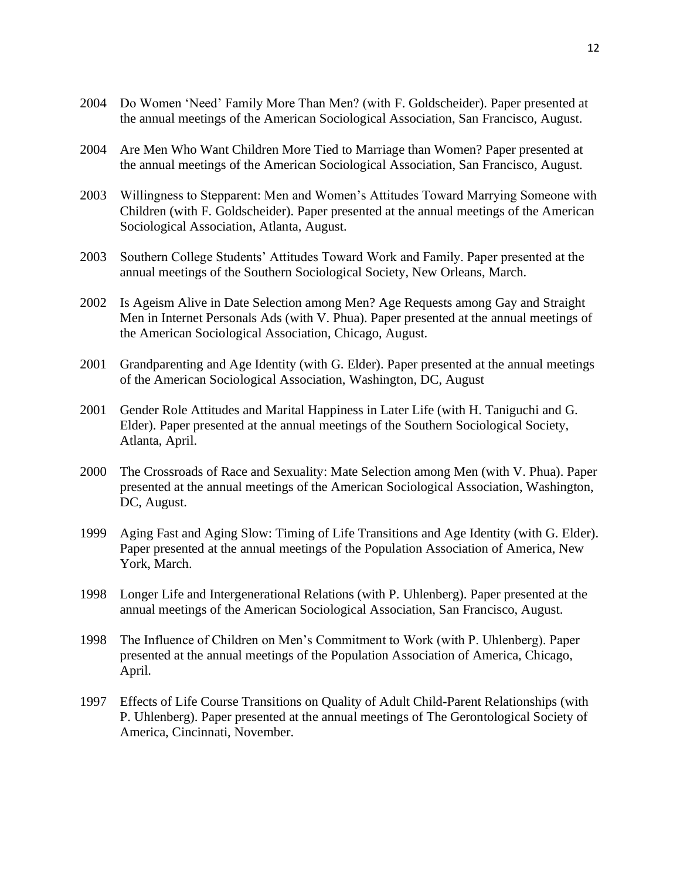2004 Do Women 'Need' Family More Than Men? (with F. Goldscheider). Paper presented at the annual meetings of the American Sociological Association, San Francisco, August.

2004 Are Men Who Want Children More Tied to Marriage than Women? Paper presented at the annual meetings of the American Sociological Association, San Francisco, August.

2003 Willingness to Stepparent: Men and Women's Attitudes Toward Marrying Someone with Children (with F. Goldscheider). Paper presented at the annual meetings of the American Sociological Association, Atlanta, August.

2003 Southern College Students' Attitudes Toward Work and Family. Paper presented at the annual meetings of the Southern Sociological Society, New Orleans, March.

2002 Is Ageism Alive in Date Selection among Men? Age Requests among Gay and Straight Men in Internet Personals Ads (with V. Phua). Paper presented at the annual meetings of the American Sociological Association, Chicago, August.

2001 Grandparenting and Age Identity (with G. Elder). Paper presented at the annual meetings of the American Sociological Association, Washington, DC, August

2001 Gender Role Attitudes and Marital Happiness in Later Life (with H. Taniguchi and G. Elder). Paper presented at the annual meetings of the Southern Sociological Society, Atlanta, April.

2000 The Crossroads of Race and Sexuality: Mate Selection among Men (with V. Phua). Paper presented at the annual meetings of the American Sociological Association, Washington, DC, August.

1999 Aging Fast and Aging Slow: Timing of Life Transitions and Age Identity (with G. Elder). Paper presented at the annual meetings of the Population Association of America, New York, March.

1998 Longer Life and Intergenerational Relations (with P. Uhlenberg). Paper presented at the annual meetings of the American Sociological Association, San Francisco, August.

1998 The Influence of Children on Men's Commitment to Work (with P. Uhlenberg). Paper presented at the annual meetings of the Population Association of America, Chicago, April.

1997 Effects of Life Course Transitions on Quality of Adult Child-Parent Relationships (with P. Uhlenberg). Paper presented at the annual meetings of The Gerontological Society of America, Cincinnati, November.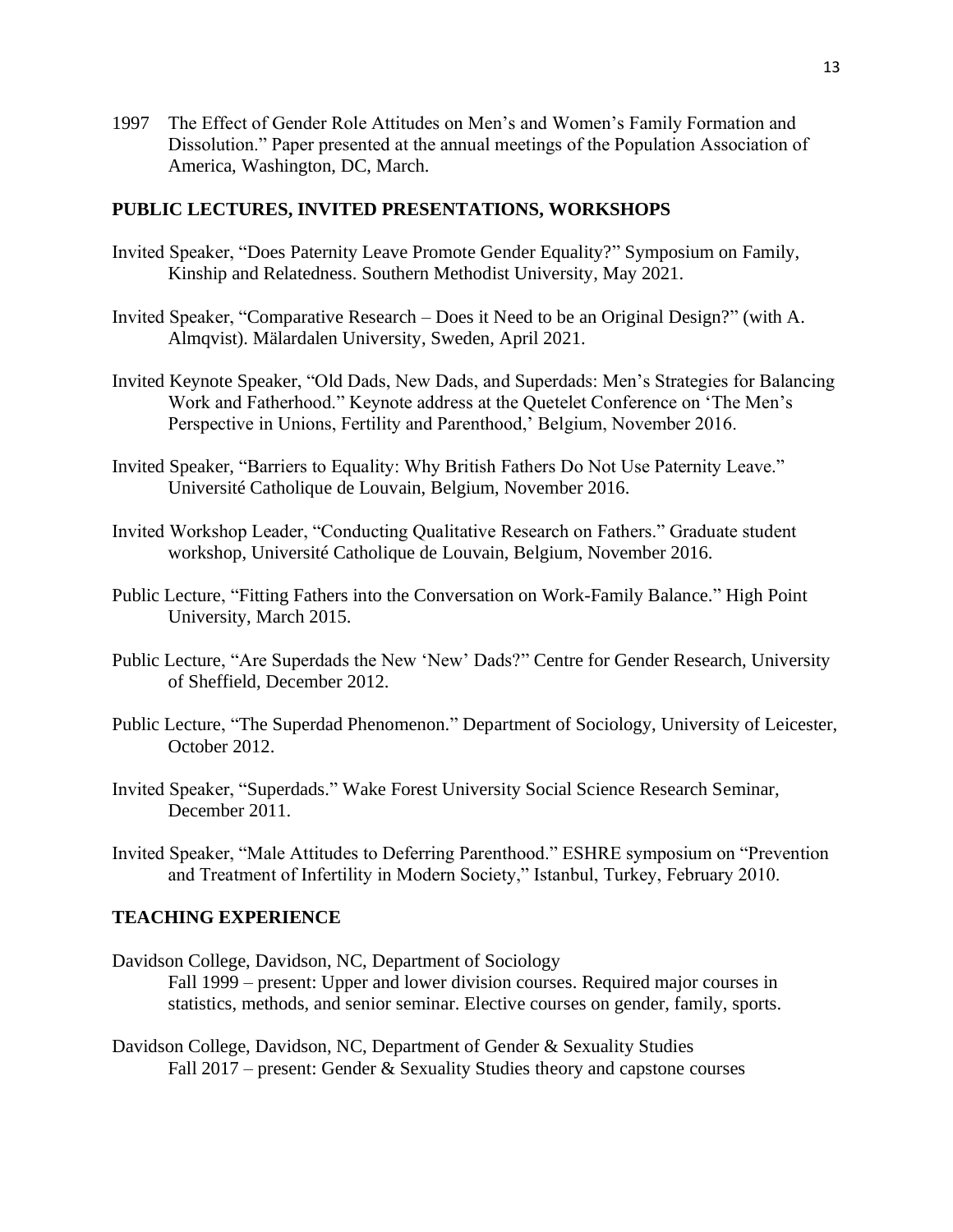1997 The Effect of Gender Role Attitudes on Men's and Women's Family Formation and Dissolution." Paper presented at the annual meetings of the Population Association of America, Washington, DC, March.

## PUBLIC LECTURES, INVITED PRESENTATIONS, WORKSHOPS

Invited Speaker, "Does Paternity Leave Promote Gender Equality?" Symposium on Family, Kinship and Relatedness. Southern Methodist University, May 2021.

Invited Speaker, "Comparative Research – Does it Need to be an Original Design?" (with A. Almqvist). Mälardalen University, Sweden, April 2021.

Invited Keynote Speaker, "Old Dads, New Dads, and Superdads: Men's Strategies for Balancing Work and Fatherhood." Keynote address at the Quetelet Conference on 'The Men's Perspective in Unions, Fertility and Parenthood,' Belgium, November 2016.

Invited Speaker, "Barriers to Equality: Why British Fathers Do Not Use Paternity Leave." Université Catholique de Louvain, Belgium, November 2016.

Invited Workshop Leader, "Conducting Qualitative Research on Fathers." Graduate student workshop, Université Catholique de Louvain, Belgium, November 2016.

Public Lecture, "Fitting Fathers into the Conversation on Work-Family Balance." High Point University, March 2015.

Public Lecture, "Are Superdads the New 'New' Dads?" Centre for Gender Research, University of Sheffield, December 2012.

Public Lecture, "The Superdad Phenomenon." Department of Sociology, University of Leicester, October 2012.

Invited Speaker, "Superdads." Wake Forest University Social Science Research Seminar, December 2011.

Invited Speaker, "Male Attitudes to Deferring Parenthood." ESHRE symposium on "Prevention and Treatment of Infertility in Modern Society," Istanbul, Turkey, February 2010.

## TEACHING EXPERIENCE

Davidson College, Davidson, NC, Department of Sociology
Fall 1999 – present: Upper and lower division courses. Required major courses in statistics, methods, and senior seminar. Elective courses on gender, family, sports.

Davidson College, Davidson, NC, Department of Gender & Sexuality Studies
Fall 2017 – present: Gender & Sexuality Studies theory and capstone courses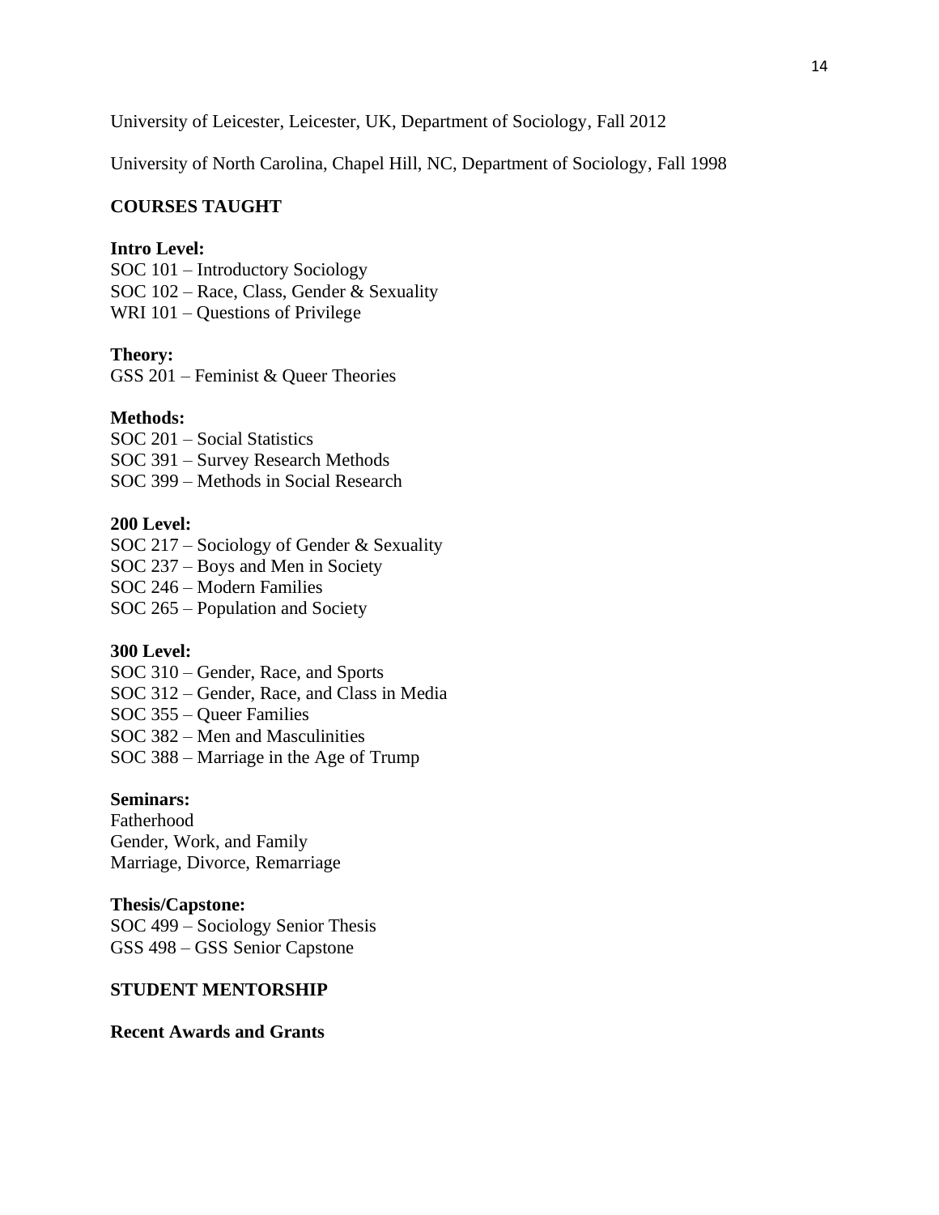University of Leicester, Leicester, UK, Department of Sociology, Fall 2012

University of North Carolina, Chapel Hill, NC, Department of Sociology, Fall 1998

## COURSES TAUGHT

**Intro Level:**
SOC 101 – Introductory Sociology
SOC 102 – Race, Class, Gender & Sexuality
WRI 101 – Questions of Privilege

**Theory:**
GSS 201 – Feminist & Queer Theories

**Methods:**
SOC 201 – Social Statistics
SOC 391 – Survey Research Methods
SOC 399 – Methods in Social Research

**200 Level:**
SOC 217 – Sociology of Gender & Sexuality
SOC 237 – Boys and Men in Society
SOC 246 – Modern Families
SOC 265 – Population and Society

**300 Level:**
SOC 310 – Gender, Race, and Sports
SOC 312 – Gender, Race, and Class in Media
SOC 355 – Queer Families
SOC 382 – Men and Masculinities
SOC 388 – Marriage in the Age of Trump

**Seminars:**
Fatherhood
Gender, Work, and Family
Marriage, Divorce, Remarriage

**Thesis/Capstone:**
SOC 499 – Sociology Senior Thesis
GSS 498 – GSS Senior Capstone

## STUDENT MENTORSHIP

**Recent Awards and Grants**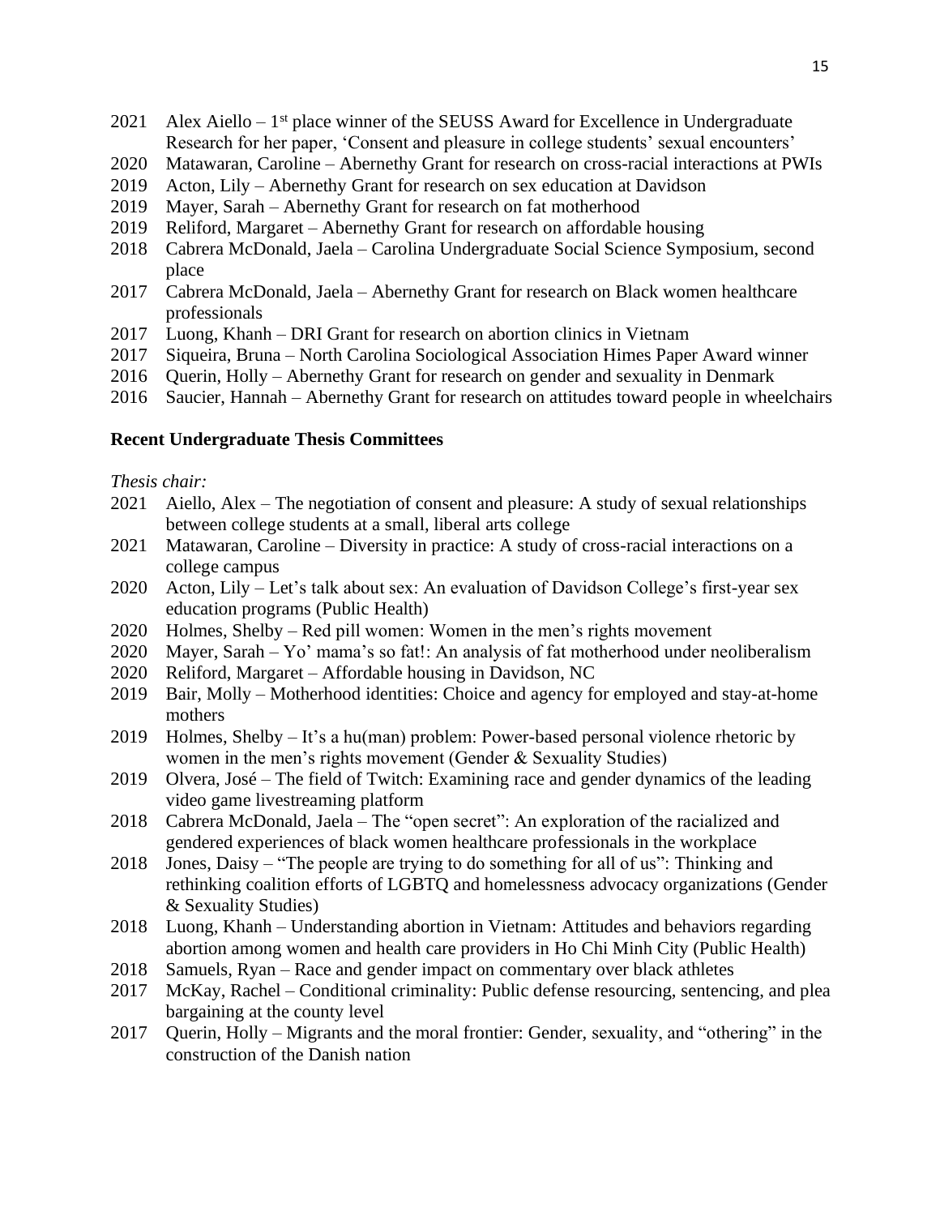2021 Alex Aiello – 1st place winner of the SEUSS Award for Excellence in Undergraduate Research for her paper, 'Consent and pleasure in college students' sexual encounters'
2020 Matawaran, Caroline – Abernethy Grant for research on cross-racial interactions at PWIs
2019 Acton, Lily – Abernethy Grant for research on sex education at Davidson
2019 Mayer, Sarah – Abernethy Grant for research on fat motherhood
2019 Reliford, Margaret – Abernethy Grant for research on affordable housing
2018 Cabrera McDonald, Jaela – Carolina Undergraduate Social Science Symposium, second place
2017 Cabrera McDonald, Jaela – Abernethy Grant for research on Black women healthcare professionals
2017 Luong, Khanh – DRI Grant for research on abortion clinics in Vietnam
2017 Siqueira, Bruna – North Carolina Sociological Association Himes Paper Award winner
2016 Querin, Holly – Abernethy Grant for research on gender and sexuality in Denmark
2016 Saucier, Hannah – Abernethy Grant for research on attitudes toward people in wheelchairs

**Recent Undergraduate Thesis Committees**

*Thesis chair:*

2021 Aiello, Alex – The negotiation of consent and pleasure: A study of sexual relationships between college students at a small, liberal arts college
2021 Matawaran, Caroline – Diversity in practice: A study of cross-racial interactions on a college campus
2020 Acton, Lily – Let's talk about sex: An evaluation of Davidson College's first-year sex education programs (Public Health)
2020 Holmes, Shelby – Red pill women: Women in the men's rights movement
2020 Mayer, Sarah – Yo' mama's so fat!: An analysis of fat motherhood under neoliberalism
2020 Reliford, Margaret – Affordable housing in Davidson, NC
2019 Bair, Molly – Motherhood identities: Choice and agency for employed and stay-at-home mothers
2019 Holmes, Shelby – It's a hu(man) problem: Power-based personal violence rhetoric by women in the men's rights movement (Gender & Sexuality Studies)
2019 Olvera, José – The field of Twitch: Examining race and gender dynamics of the leading video game livestreaming platform
2018 Cabrera McDonald, Jaela – The "open secret": An exploration of the racialized and gendered experiences of black women healthcare professionals in the workplace
2018 Jones, Daisy – "The people are trying to do something for all of us": Thinking and rethinking coalition efforts of LGBTQ and homelessness advocacy organizations (Gender & Sexuality Studies)
2018 Luong, Khanh – Understanding abortion in Vietnam: Attitudes and behaviors regarding abortion among women and health care providers in Ho Chi Minh City (Public Health)
2018 Samuels, Ryan – Race and gender impact on commentary over black athletes
2017 McKay, Rachel – Conditional criminality: Public defense resourcing, sentencing, and plea bargaining at the county level
2017 Querin, Holly – Migrants and the moral frontier: Gender, sexuality, and "othering" in the construction of the Danish nation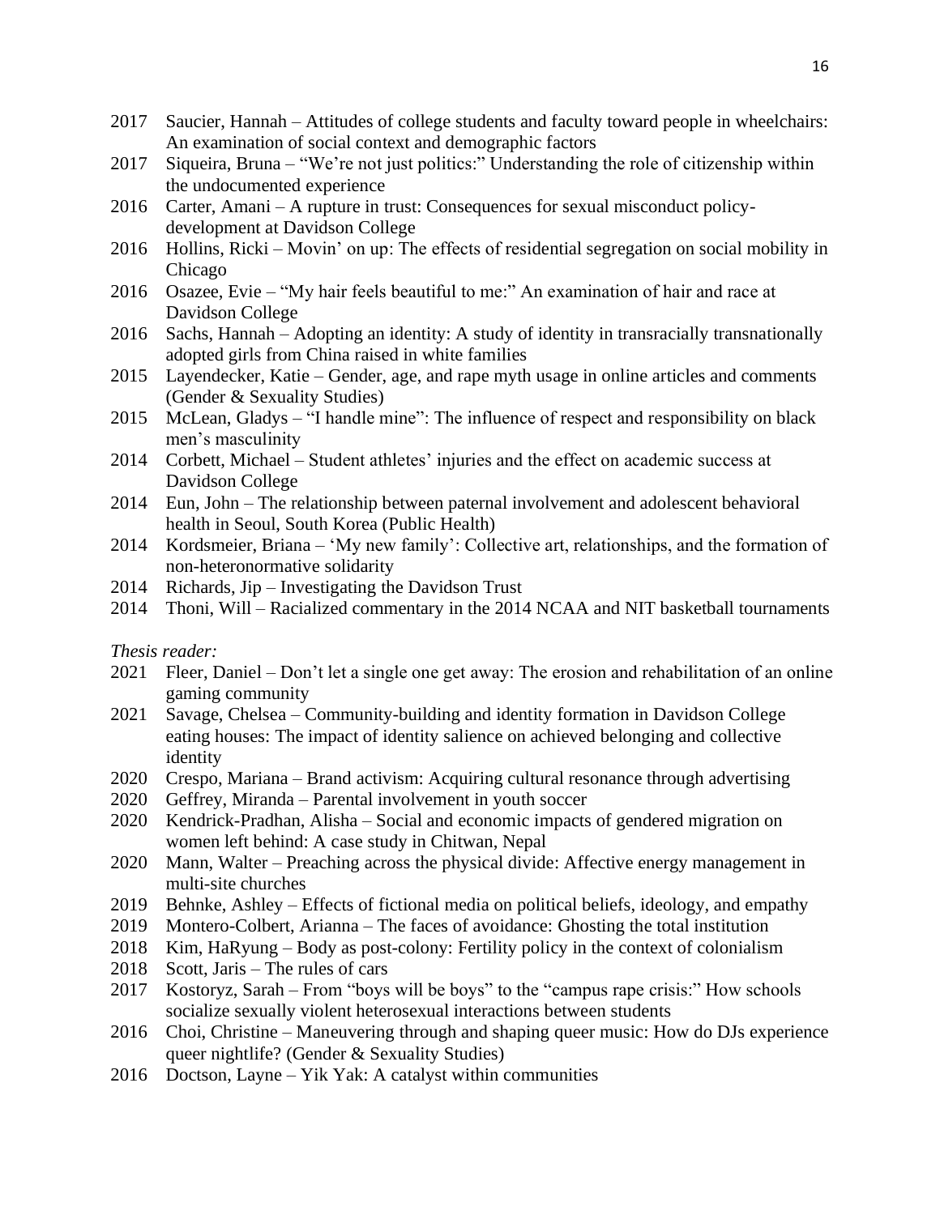2017 Saucier, Hannah – Attitudes of college students and faculty toward people in wheelchairs: An examination of social context and demographic factors

2017 Siqueira, Bruna – "We're not just politics:" Understanding the role of citizenship within the undocumented experience

2016 Carter, Amani – A rupture in trust: Consequences for sexual misconduct policy-development at Davidson College

2016 Hollins, Ricki – Movin' on up: The effects of residential segregation on social mobility in Chicago

2016 Osazee, Evie – "My hair feels beautiful to me:" An examination of hair and race at Davidson College

2016 Sachs, Hannah – Adopting an identity: A study of identity in transracially transnationally adopted girls from China raised in white families

2015 Layendecker, Katie – Gender, age, and rape myth usage in online articles and comments (Gender & Sexuality Studies)

2015 McLean, Gladys – "I handle mine": The influence of respect and responsibility on black men's masculinity

2014 Corbett, Michael – Student athletes' injuries and the effect on academic success at Davidson College

2014 Eun, John – The relationship between paternal involvement and adolescent behavioral health in Seoul, South Korea (Public Health)

2014 Kordsmeier, Briana – 'My new family': Collective art, relationships, and the formation of non-heteronormative solidarity

2014 Richards, Jip – Investigating the Davidson Trust

2014 Thoni, Will – Racialized commentary in the 2014 NCAA and NIT basketball tournaments

*Thesis reader:*

2021 Fleer, Daniel – Don't let a single one get away: The erosion and rehabilitation of an online gaming community

2021 Savage, Chelsea – Community-building and identity formation in Davidson College eating houses: The impact of identity salience on achieved belonging and collective identity

2020 Crespo, Mariana – Brand activism: Acquiring cultural resonance through advertising

2020 Geffrey, Miranda – Parental involvement in youth soccer

2020 Kendrick-Pradhan, Alisha – Social and economic impacts of gendered migration on women left behind: A case study in Chitwan, Nepal

2020 Mann, Walter – Preaching across the physical divide: Affective energy management in multi-site churches

2019 Behnke, Ashley – Effects of fictional media on political beliefs, ideology, and empathy

2019 Montero-Colbert, Arianna – The faces of avoidance: Ghosting the total institution

2018 Kim, HaRyung – Body as post-colony: Fertility policy in the context of colonialism

2018 Scott, Jaris – The rules of cars

2017 Kostoryz, Sarah – From "boys will be boys" to the "campus rape crisis:" How schools socialize sexually violent heterosexual interactions between students

2016 Choi, Christine – Maneuvering through and shaping queer music: How do DJs experience queer nightlife? (Gender & Sexuality Studies)

2016 Doctson, Layne – Yik Yak: A catalyst within communities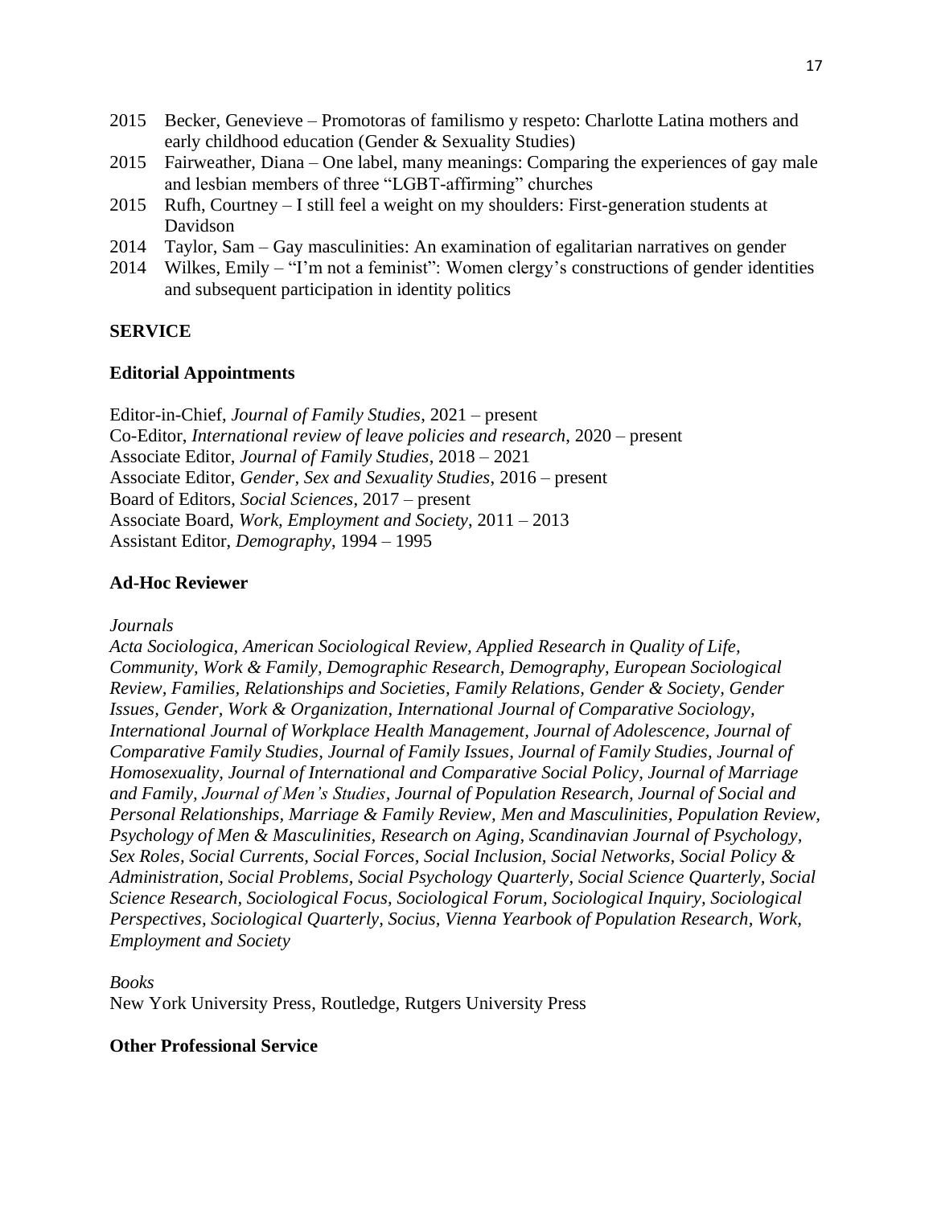2015 Becker, Genevieve – Promotoras of familismo y respeto: Charlotte Latina mothers and early childhood education (Gender & Sexuality Studies)

2015 Fairweather, Diana – One label, many meanings: Comparing the experiences of gay male and lesbian members of three "LGBT-affirming" churches

2015 Rufh, Courtney – I still feel a weight on my shoulders: First-generation students at Davidson

2014 Taylor, Sam – Gay masculinities: An examination of egalitarian narratives on gender

2014 Wilkes, Emily – "I'm not a feminist": Women clergy's constructions of gender identities and subsequent participation in identity politics

## SERVICE

### Editorial Appointments

Editor-in-Chief, *Journal of Family Studies*, 2021 – present
Co-Editor, *International review of leave policies and research*, 2020 – present
Associate Editor, *Journal of Family Studies*, 2018 – 2021
Associate Editor, *Gender, Sex and Sexuality Studies*, 2016 – present
Board of Editors, *Social Sciences*, 2017 – present
Associate Board, *Work, Employment and Society*, 2011 – 2013
Assistant Editor, *Demography*, 1994 – 1995

### Ad-Hoc Reviewer

*Journals*

*Acta Sociologica, American Sociological Review, Applied Research in Quality of Life, Community, Work & Family, Demographic Research, Demography, European Sociological Review, Families, Relationships and Societies, Family Relations, Gender & Society, Gender Issues, Gender, Work & Organization, International Journal of Comparative Sociology, International Journal of Workplace Health Management, Journal of Adolescence, Journal of Comparative Family Studies, Journal of Family Issues, Journal of Family Studies, Journal of Homosexuality, Journal of International and Comparative Social Policy, Journal of Marriage and Family, Journal of Men's Studies, Journal of Population Research, Journal of Social and Personal Relationships, Marriage & Family Review, Men and Masculinities, Population Review, Psychology of Men & Masculinities, Research on Aging, Scandinavian Journal of Psychology, Sex Roles, Social Currents, Social Forces, Social Inclusion, Social Networks, Social Policy & Administration, Social Problems, Social Psychology Quarterly, Social Science Quarterly, Social Science Research, Sociological Focus, Sociological Forum, Sociological Inquiry, Sociological Perspectives, Sociological Quarterly, Socius, Vienna Yearbook of Population Research, Work, Employment and Society*

*Books*

New York University Press, Routledge, Rutgers University Press

### Other Professional Service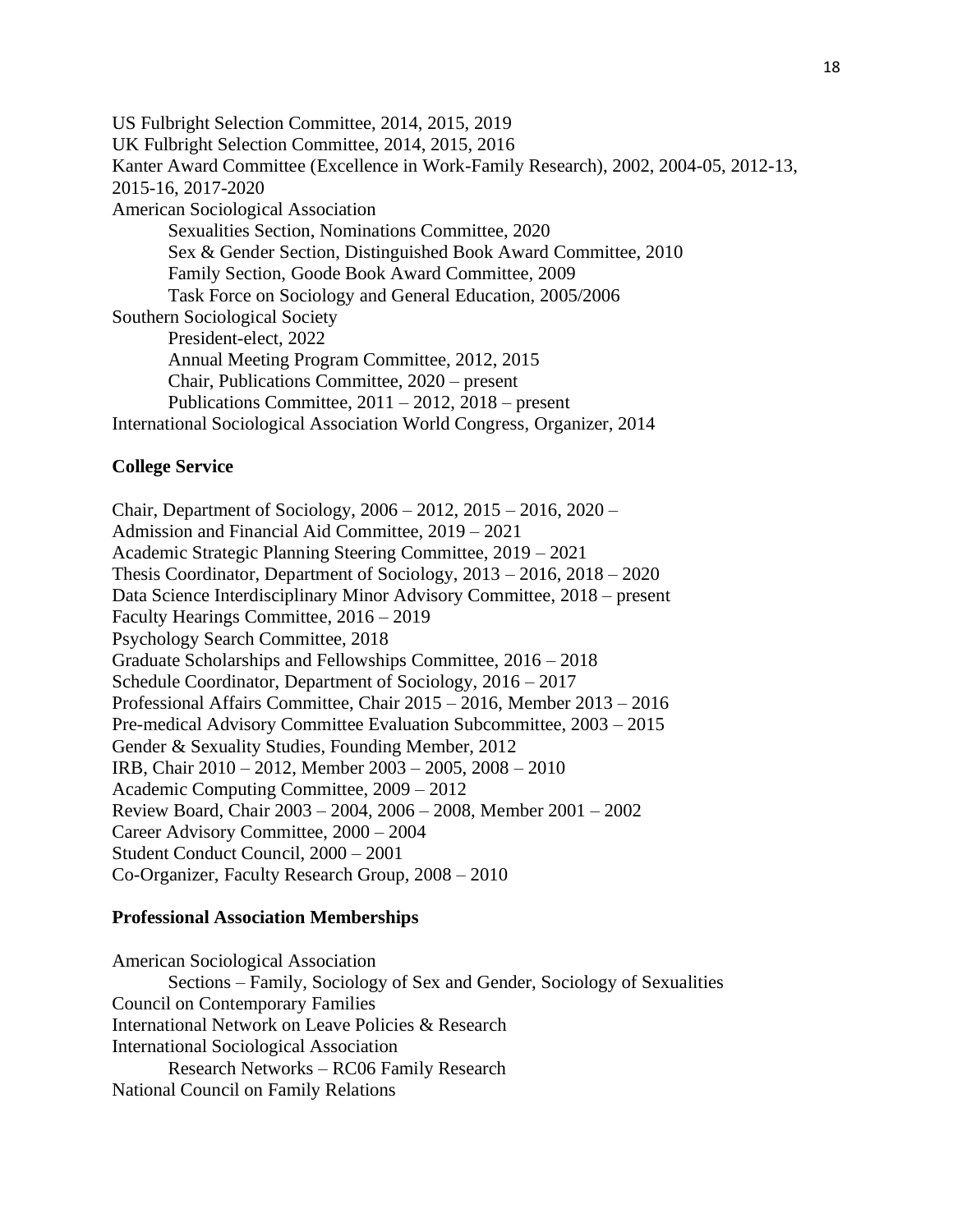US Fulbright Selection Committee, 2014, 2015, 2019
UK Fulbright Selection Committee, 2014, 2015, 2016
Kanter Award Committee (Excellence in Work-Family Research), 2002, 2004-05, 2012-13, 2015-16, 2017-2020
American Sociological Association
    Sexualities Section, Nominations Committee, 2020
    Sex & Gender Section, Distinguished Book Award Committee, 2010
    Family Section, Goode Book Award Committee, 2009
    Task Force on Sociology and General Education, 2005/2006
Southern Sociological Society
    President-elect, 2022
    Annual Meeting Program Committee, 2012, 2015
    Chair, Publications Committee, 2020 – present
    Publications Committee, 2011 – 2012, 2018 – present
International Sociological Association World Congress, Organizer, 2014

**College Service**

Chair, Department of Sociology, 2006 – 2012, 2015 – 2016, 2020 –
Admission and Financial Aid Committee, 2019 – 2021
Academic Strategic Planning Steering Committee, 2019 – 2021
Thesis Coordinator, Department of Sociology, 2013 – 2016, 2018 – 2020
Data Science Interdisciplinary Minor Advisory Committee, 2018 – present
Faculty Hearings Committee, 2016 – 2019
Psychology Search Committee, 2018
Graduate Scholarships and Fellowships Committee, 2016 – 2018
Schedule Coordinator, Department of Sociology, 2016 – 2017
Professional Affairs Committee, Chair 2015 – 2016, Member 2013 – 2016
Pre-medical Advisory Committee Evaluation Subcommittee, 2003 – 2015
Gender & Sexuality Studies, Founding Member, 2012
IRB, Chair 2010 – 2012, Member 2003 – 2005, 2008 – 2010
Academic Computing Committee, 2009 – 2012
Review Board, Chair 2003 – 2004, 2006 – 2008, Member 2001 – 2002
Career Advisory Committee, 2000 – 2004
Student Conduct Council, 2000 – 2001
Co-Organizer, Faculty Research Group, 2008 – 2010

**Professional Association Memberships**

American Sociological Association
    Sections – Family, Sociology of Sex and Gender, Sociology of Sexualities
Council on Contemporary Families
International Network on Leave Policies & Research
International Sociological Association
    Research Networks – RC06 Family Research
National Council on Family Relations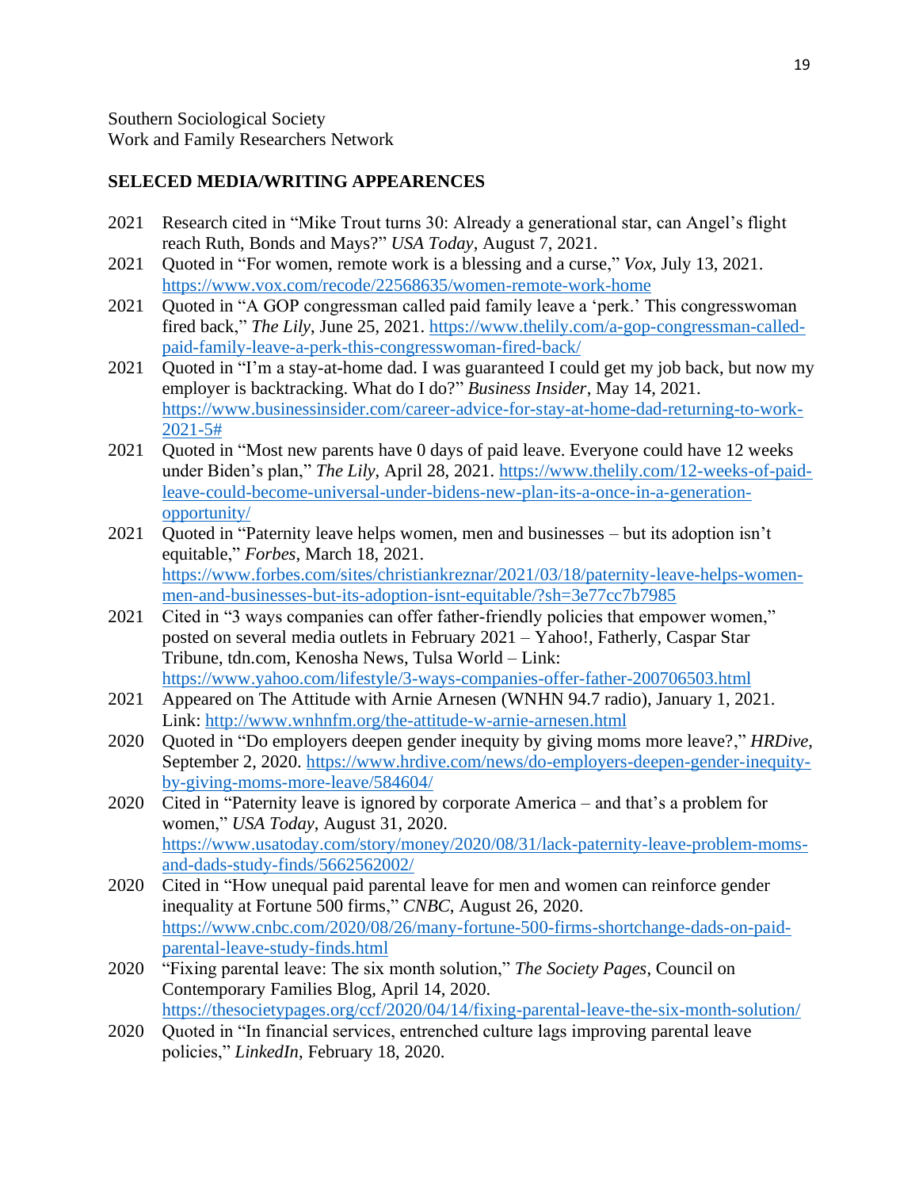Southern Sociological Society
Work and Family Researchers Network

**SELECED MEDIA/WRITING APPEARENCES**

- 2021 Research cited in "Mike Trout turns 30: Already a generational star, can Angel's flight reach Ruth, Bonds and Mays?" *USA Today*, August 7, 2021.
- 2021 Quoted in "For women, remote work is a blessing and a curse," *Vox*, July 13, 2021. https://www.vox.com/recode/22568635/women-remote-work-home
- 2021 Quoted in "A GOP congressman called paid family leave a 'perk.' This congresswoman fired back," *The Lily*, June 25, 2021. https://www.thelily.com/a-gop-congressman-called-paid-family-leave-a-perk-this-congresswoman-fired-back/
- 2021 Quoted in "I'm a stay-at-home dad. I was guaranteed I could get my job back, but now my employer is backtracking. What do I do?" *Business Insider*, May 14, 2021. https://www.businessinsider.com/career-advice-for-stay-at-home-dad-returning-to-work-2021-5#
- 2021 Quoted in "Most new parents have 0 days of paid leave. Everyone could have 12 weeks under Biden's plan," *The Lily*, April 28, 2021. https://www.thelily.com/12-weeks-of-paid-leave-could-become-universal-under-bidens-new-plan-its-a-once-in-a-generation-opportunity/
- 2021 Quoted in "Paternity leave helps women, men and businesses – but its adoption isn't equitable," *Forbes*, March 18, 2021. https://www.forbes.com/sites/christiankreznar/2021/03/18/paternity-leave-helps-women-men-and-businesses-but-its-adoption-isnt-equitable/?sh=3e77cc7b7985
- 2021 Cited in "3 ways companies can offer father-friendly policies that empower women," posted on several media outlets in February 2021 – Yahoo!, Fatherly, Caspar Star Tribune, tdn.com, Kenosha News, Tulsa World – Link: https://www.yahoo.com/lifestyle/3-ways-companies-offer-father-200706503.html
- 2021 Appeared on The Attitude with Arnie Arnesen (WNHN 94.7 radio), January 1, 2021. Link: http://www.wnhnfm.org/the-attitude-w-arnie-arnesen.html
- 2020 Quoted in "Do employers deepen gender inequity by giving moms more leave?," *HRDive*, September 2, 2020. https://www.hrdive.com/news/do-employers-deepen-gender-inequity-by-giving-moms-more-leave/584604/
- 2020 Cited in "Paternity leave is ignored by corporate America – and that's a problem for women," *USA Today*, August 31, 2020. https://www.usatoday.com/story/money/2020/08/31/lack-paternity-leave-problem-moms-and-dads-study-finds/5662562002/
- 2020 Cited in "How unequal paid parental leave for men and women can reinforce gender inequality at Fortune 500 firms," *CNBC*, August 26, 2020. https://www.cnbc.com/2020/08/26/many-fortune-500-firms-shortchange-dads-on-paid-parental-leave-study-finds.html
- 2020 "Fixing parental leave: The six month solution," *The Society Pages*, Council on Contemporary Families Blog, April 14, 2020. https://thesocietypages.org/ccf/2020/04/14/fixing-parental-leave-the-six-month-solution/
- 2020 Quoted in "In financial services, entrenched culture lags improving parental leave policies," *LinkedIn*, February 18, 2020.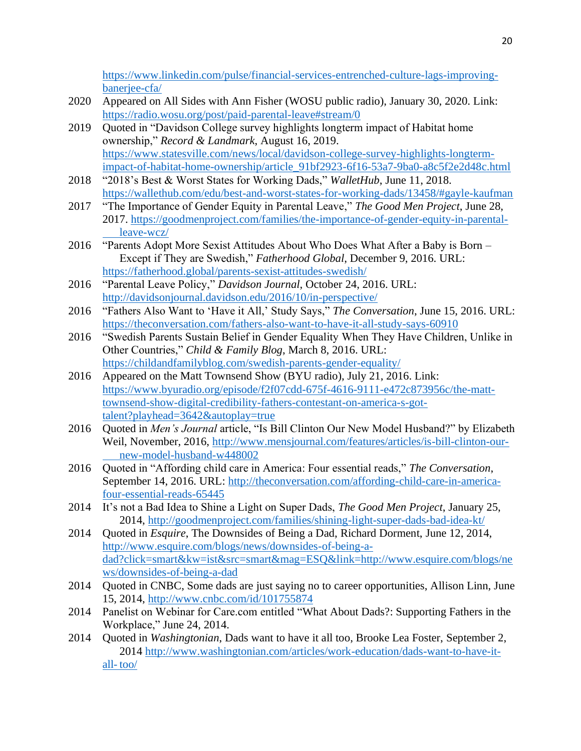https://www.linkedin.com/pulse/financial-services-entrenched-culture-lags-improving-banerjee-cfa/

2020 Appeared on All Sides with Ann Fisher (WOSU public radio), January 30, 2020. Link: https://radio.wosu.org/post/paid-parental-leave#stream/0

2019 Quoted in "Davidson College survey highlights longterm impact of Habitat home ownership," *Record & Landmark*, August 16, 2019. https://www.statesville.com/news/local/davidson-college-survey-highlights-longterm-impact-of-habitat-home-ownership/article_91bf2923-6f16-53a7-9ba0-a8c5f2e2d48c.html

2018 "2018's Best & Worst States for Working Dads," *WalletHub*, June 11, 2018. https://wallethub.com/edu/best-and-worst-states-for-working-dads/13458/#gayle-kaufman

2017 "The Importance of Gender Equity in Parental Leave," *The Good Men Project*, June 28, 2017. https://goodmenproject.com/families/the-importance-of-gender-equity-in-parental-leave-wcz/

2016 "Parents Adopt More Sexist Attitudes About Who Does What After a Baby is Born – Except if They are Swedish," *Fatherhood Global*, December 9, 2016. URL: https://fatherhood.global/parents-sexist-attitudes-swedish/

2016 "Parental Leave Policy," *Davidson Journal*, October 24, 2016. URL: http://davidsonjournal.davidson.edu/2016/10/in-perspective/

2016 "Fathers Also Want to 'Have it All,' Study Says," *The Conversation*, June 15, 2016. URL: https://theconversation.com/fathers-also-want-to-have-it-all-study-says-60910

2016 "Swedish Parents Sustain Belief in Gender Equality When They Have Children, Unlike in Other Countries," *Child & Family Blog*, March 8, 2016. URL: https://childandfamilyblog.com/swedish-parents-gender-equality/

2016 Appeared on the Matt Townsend Show (BYU radio), July 21, 2016. Link: https://www.byuradio.org/episode/f2f07cdd-675f-4616-9111-e472c873956c/the-matt-townsend-show-digital-credibility-fathers-contestant-on-america-s-got-talent?playhead=3642&autoplay=true

2016 Quoted in *Men's Journal* article, "Is Bill Clinton Our New Model Husband?" by Elizabeth Weil, November, 2016, http://www.mensjournal.com/features/articles/is-bill-clinton-our-new-model-husband-w448002

2016 Quoted in "Affording child care in America: Four essential reads," *The Conversation*, September 14, 2016. URL: http://theconversation.com/affording-child-care-in-america-four-essential-reads-65445

2014 It's not a Bad Idea to Shine a Light on Super Dads, *The Good Men Project*, January 25, 2014, http://goodmenproject.com/families/shining-light-super-dads-bad-idea-kt/

2014 Quoted in *Esquire*, The Downsides of Being a Dad, Richard Dorment, June 12, 2014, http://www.esquire.com/blogs/news/downsides-of-being-a-dad?click=smart&kw=ist&src=smart&mag=ESQ&link=http://www.esquire.com/blogs/news/downsides-of-being-a-dad

2014 Quoted in CNBC, Some dads are just saying no to career opportunities, Allison Linn, June 15, 2014, http://www.cnbc.com/id/101755874

2014 Panelist on Webinar for Care.com entitled "What About Dads?: Supporting Fathers in the Workplace," June 24, 2014.

2014 Quoted in *Washingtonian*, Dads want to have it all too, Brooke Lea Foster, September 2, 2014 http://www.washingtonian.com/articles/work-education/dads-want-to-have-it-all-too/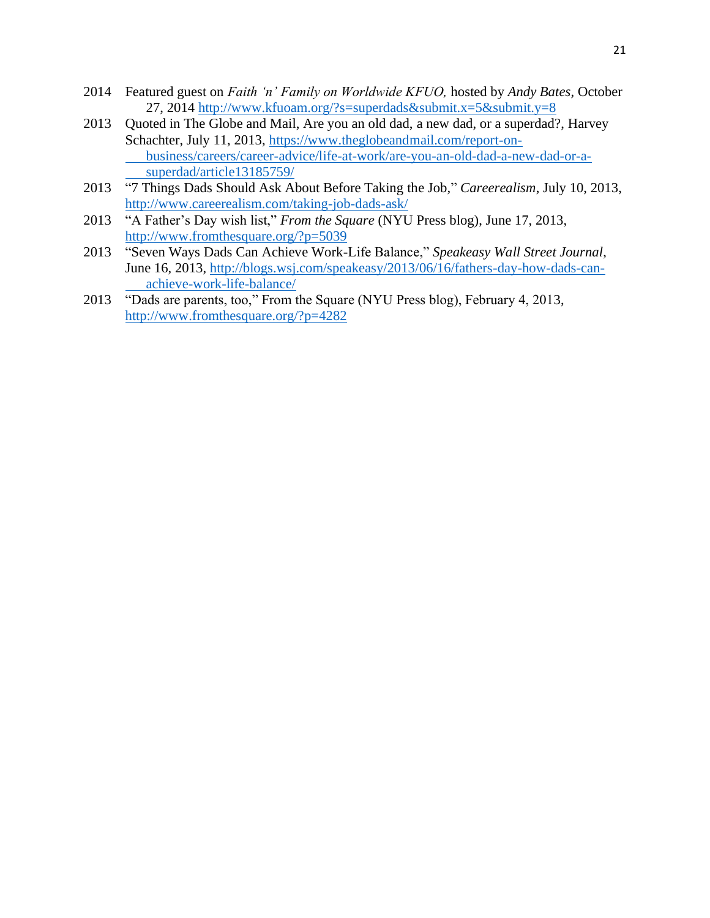2014 Featured guest on *Faith 'n' Family on Worldwide KFUO,* hosted by *Andy Bates*, October 27, 2014 http://www.kfuoam.org/?s=superdads&submit.x=5&submit.y=8

2013 Quoted in The Globe and Mail, Are you an old dad, a new dad, or a superdad?, Harvey Schachter, July 11, 2013, https://www.theglobeandmail.com/report-on-business/careers/career-advice/life-at-work/are-you-an-old-dad-a-new-dad-or-a-superdad/article13185759/

2013 "7 Things Dads Should Ask About Before Taking the Job," *Careerealism*, July 10, 2013, http://www.careerealism.com/taking-job-dads-ask/

2013 "A Father's Day wish list," *From the Square* (NYU Press blog), June 17, 2013, http://www.fromthesquare.org/?p=5039

2013 "Seven Ways Dads Can Achieve Work-Life Balance," *Speakeasy Wall Street Journal*, June 16, 2013, http://blogs.wsj.com/speakeasy/2013/06/16/fathers-day-how-dads-can-achieve-work-life-balance/

2013 "Dads are parents, too," From the Square (NYU Press blog), February 4, 2013, http://www.fromthesquare.org/?p=4282